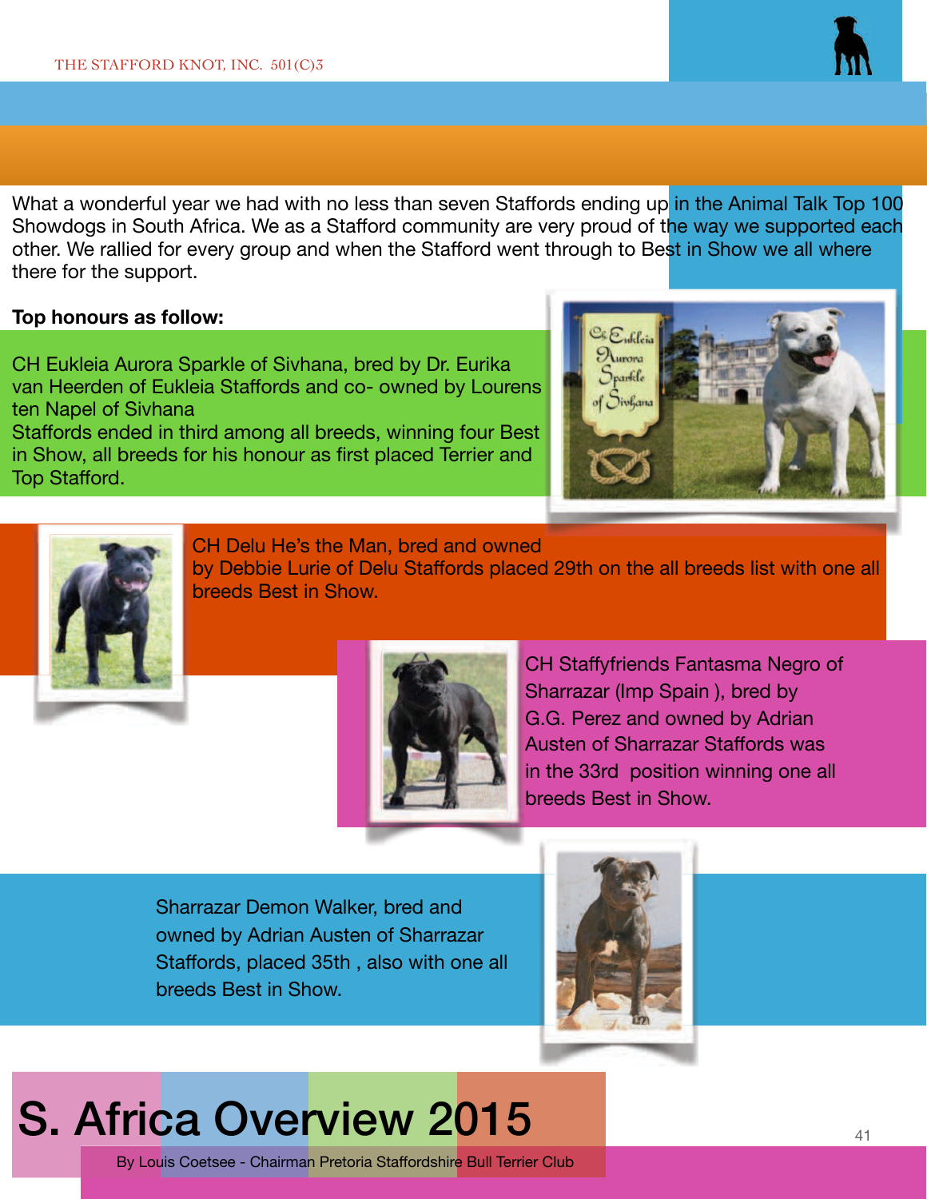# S. Africa Overview 2015

By Louis Coetsee - Chairman Pretoria Staffordshire Bull Terrier Club

What a wonderful year we had with no less than seven Staffords ending up in the Animal Talk Top 100 Showdogs in South Africa. We as a Stafford community are very proud of the way we supported each other. We rallied for every group and when the Stafford went through to Best in Show we all where there for the support.

**Top honours as follow:**

CH Eukleia Aurora Sparkle of Sivhana, bred by Dr. Eurika van Heerden of Eukleia Staffords and co- owned by Lourens ten Napel of Sivhana
Staffords ended in third among all breeds, winning four Best in Show, all breeds for his honour as first placed Terrier and Top Stafford.

CH Delu He's the Man, bred and owned by Debbie Lurie of Delu Staffords placed 29th on the all breeds list with one all breeds Best in Show.

CH Staffyfriends Fantasma Negro of Sharrazar (Imp Spain ), bred by G.G. Perez and owned by Adrian Austen of Sharrazar Staffords was in the 33rd position winning one all breeds Best in Show.

Sharrazar Demon Walker, bred and owned by Adrian Austen of Sharrazar Staffords, placed 35th , also with one all breeds Best in Show.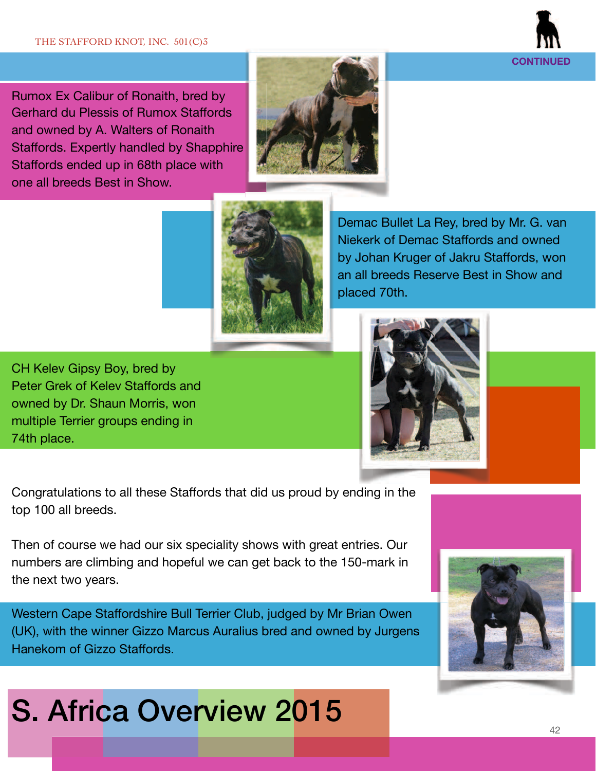Rumox Ex Calibur of Ronaith, bred by Gerhard du Plessis of Rumox Staffords and owned by A. Walters of Ronaith Staffords. Expertly handled by Shapphire Staffords ended up in 68th place with one all breeds Best in Show.

Demac Bullet La Rey, bred by Mr. G. van Niekerk of Demac Staffords and owned by Johan Kruger of Jakru Staffords, won an all breeds Reserve Best in Show and placed 70th.

CH Kelev Gipsy Boy, bred by Peter Grek of Kelev Staffords and owned by Dr. Shaun Morris, won multiple Terrier groups ending in 74th place.

Congratulations to all these Staffords that did us proud by ending in the top 100 all breeds.

Then of course we had our six speciality shows with great entries. Our numbers are climbing and hopeful we can get back to the 150-mark in the next two years.

Western Cape Staffordshire Bull Terrier Club, judged by Mr Brian Owen (UK), with the winner Gizzo Marcus Auralius bred and owned by Jurgens Hanekom of Gizzo Staffords.

# S. Africa Overview 2015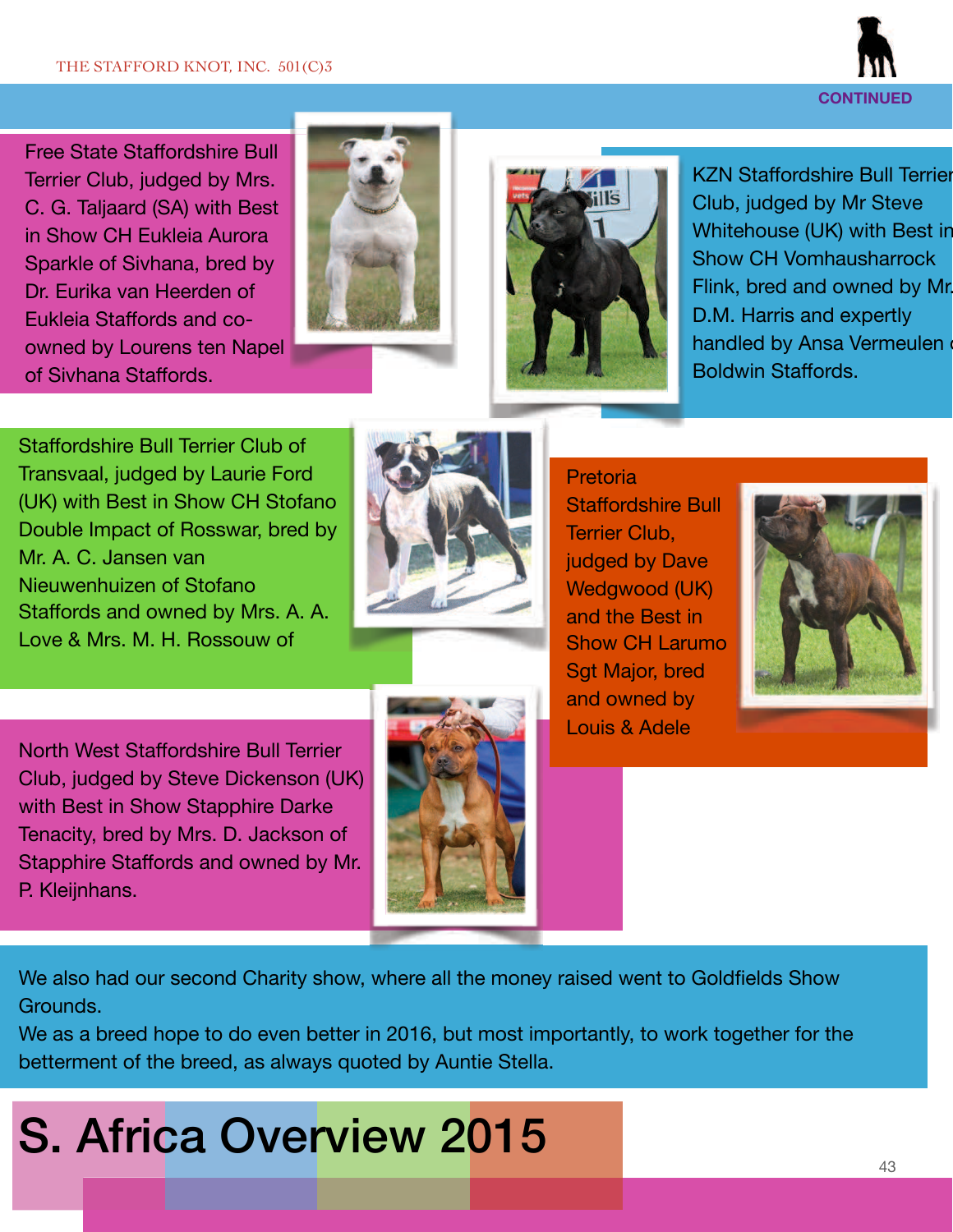CONTINUED

Free State Staffordshire Bull Terrier Club, judged by Mrs. C. G. Taljaard (SA) with Best in Show CH Eukleia Aurora Sparkle of Sivhana, bred by Dr. Eurika van Heerden of Eukleia Staffords and co-owned by Lourens ten Napel of Sivhana Staffords.

KZN Staffordshire Bull Terrier Club, judged by Mr Steve Whitehouse (UK) with Best in Show CH Vomhausharrock Flink, bred and owned by Mr. D.M. Harris and expertly handled by Ansa Vermeulen of Boldwin Staffords.

Staffordshire Bull Terrier Club of Transvaal, judged by Laurie Ford (UK) with Best in Show CH Stofano Double Impact of Rosswar, bred by Mr. A. C. Jansen van Nieuwenhuizen of Stofano Staffords and owned by Mrs. A. A. Love & Mrs. M. H. Rossouw of

Pretoria Staffordshire Bull Terrier Club, judged by Dave Wedgwood (UK) and the Best in Show CH Larumo Sgt Major, bred and owned by Louis & Adele

North West Staffordshire Bull Terrier Club, judged by Steve Dickenson (UK) with Best in Show Stapphire Darke Tenacity, bred by Mrs. D. Jackson of Stapphire Staffords and owned by Mr. P. Kleijnhans.

We also had our second Charity show, where all the money raised went to Goldfields Show Grounds.
We as a breed hope to do even better in 2016, but most importantly, to work together for the betterment of the breed, as always quoted by Auntie Stella.

# S. Africa Overview 2015